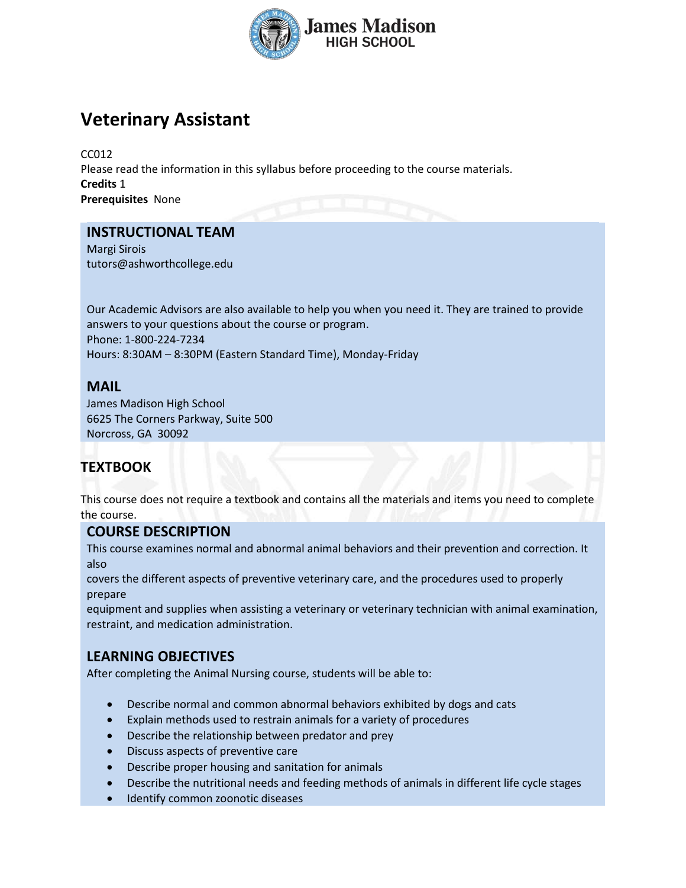James Madison HIGH SCHOOL

# Veterinary Assistant

CC012

Please read the information in this syllabus before proceeding to the course materials.

**Credits** 1

**Prerequisites** None

## INSTRUCTIONAL TEAM

Margi Sirois

tutors@ashworthcollege.edu

Our Academic Advisors are also available to help you when you need it. They are trained to provide answers to your questions about the course or program.

Phone: 1-800-224-7234

Hours: 8:30AM – 8:30PM (Eastern Standard Time), Monday-Friday

## MAIL

James Madison High School

6625 The Corners Parkway, Suite 500

Norcross, GA 30092

## TEXTBOOK

This course does not require a textbook and contains all the materials and items you need to complete the course.

## COURSE DESCRIPTION

This course examines normal and abnormal animal behaviors and their prevention and correction. It also covers the different aspects of preventive veterinary care, and the procedures used to properly prepare equipment and supplies when assisting a veterinary or veterinary technician with animal examination, restraint, and medication administration.

## LEARNING OBJECTIVES

After completing the Animal Nursing course, students will be able to:

- Describe normal and common abnormal behaviors exhibited by dogs and cats
- Explain methods used to restrain animals for a variety of procedures
- Describe the relationship between predator and prey
- Discuss aspects of preventive care
- Describe proper housing and sanitation for animals
- Describe the nutritional needs and feeding methods of animals in different life cycle stages
- Identify common zoonotic diseases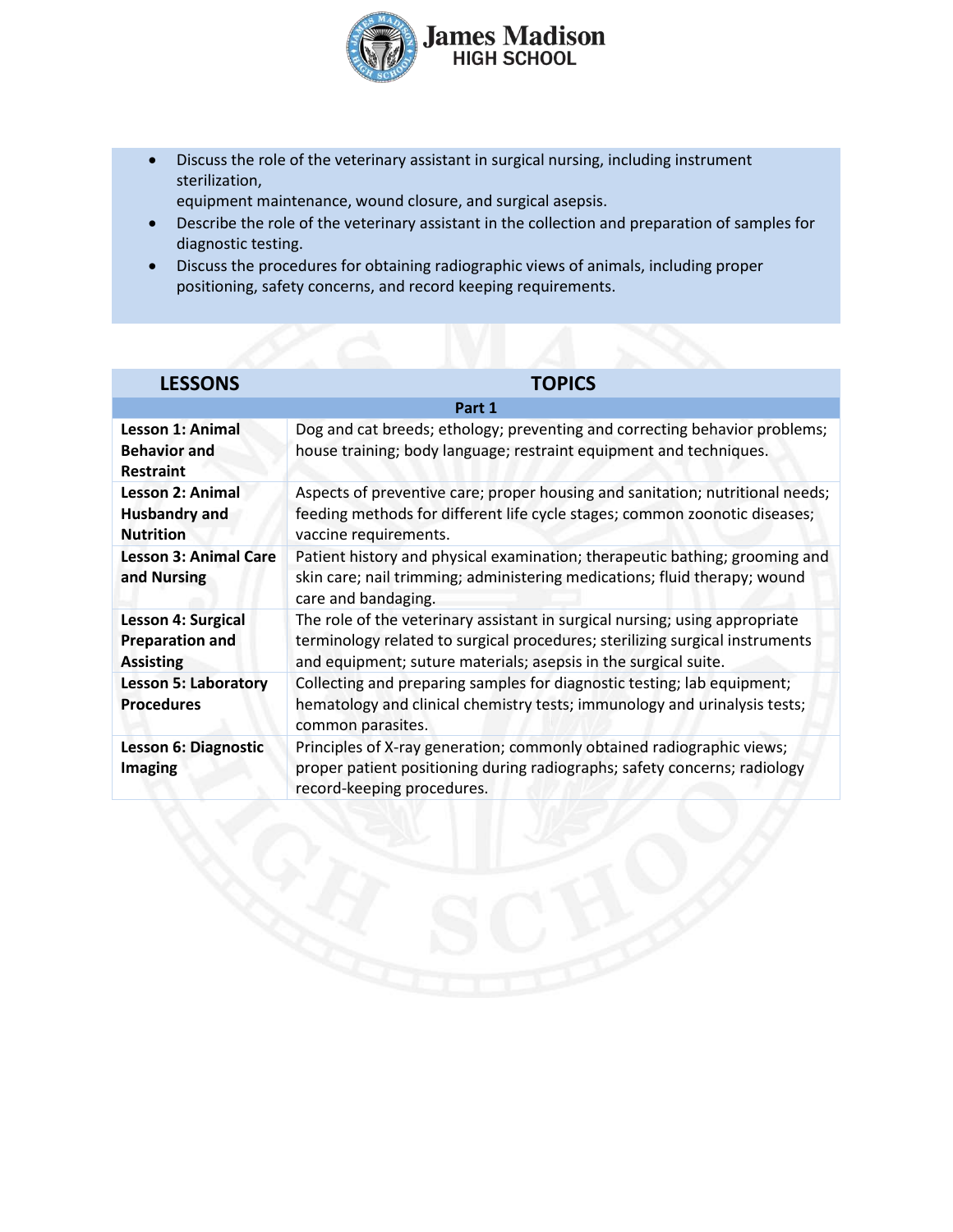- Discuss the role of the veterinary assistant in surgical nursing, including instrument sterilization,
  equipment maintenance, wound closure, and surgical asepsis.
- Describe the role of the veterinary assistant in the collection and preparation of samples for diagnostic testing.
- Discuss the procedures for obtaining radiographic views of animals, including proper positioning, safety concerns, and record keeping requirements.

| LESSONS | TOPICS |
| --- | --- |
| **Part 1** | |
| **Lesson 1: Animal Behavior and Restraint** | Dog and cat breeds; ethology; preventing and correcting behavior problems; house training; body language; restraint equipment and techniques. |
| **Lesson 2: Animal Husbandry and Nutrition** | Aspects of preventive care; proper housing and sanitation; nutritional needs; feeding methods for different life cycle stages; common zoonotic diseases; vaccine requirements. |
| **Lesson 3: Animal Care and Nursing** | Patient history and physical examination; therapeutic bathing; grooming and skin care; nail trimming; administering medications; fluid therapy; wound care and bandaging. |
| **Lesson 4: Surgical Preparation and Assisting** | The role of the veterinary assistant in surgical nursing; using appropriate terminology related to surgical procedures; sterilizing surgical instruments and equipment; suture materials; asepsis in the surgical suite. |
| **Lesson 5: Laboratory Procedures** | Collecting and preparing samples for diagnostic testing; lab equipment; hematology and clinical chemistry tests; immunology and urinalysis tests; common parasites. |
| **Lesson 6: Diagnostic Imaging** | Principles of X-ray generation; commonly obtained radiographic views; proper patient positioning during radiographs; safety concerns; radiology record-keeping procedures. |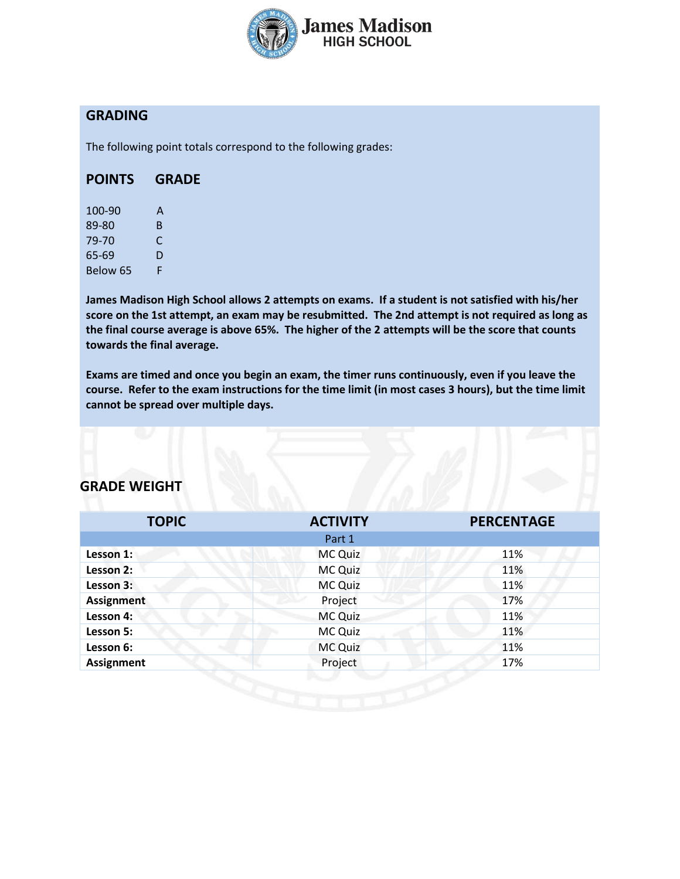## GRADING

The following point totals correspond to the following grades:

| POINTS | GRADE |
|---|---|
| 100-90 | A |
| 89-80 | B |
| 79-70 | C |
| 65-69 | D |
| Below 65 | F |

**James Madison High School allows 2 attempts on exams. If a student is not satisfied with his/her score on the 1st attempt, an exam may be resubmitted. The 2nd attempt is not required as long as the final course average is above 65%. The higher of the 2 attempts will be the score that counts towards the final average.**

**Exams are timed and once you begin an exam, the timer runs continuously, even if you leave the course. Refer to the exam instructions for the time limit (in most cases 3 hours), but the time limit cannot be spread over multiple days.**

## GRADE WEIGHT

| TOPIC | ACTIVITY | PERCENTAGE |
|---|---|---|
| | Part 1 | |
| **Lesson 1:** | MC Quiz | 11% |
| **Lesson 2:** | MC Quiz | 11% |
| **Lesson 3:** | MC Quiz | 11% |
| **Assignment** | Project | 17% |
| **Lesson 4:** | MC Quiz | 11% |
| **Lesson 5:** | MC Quiz | 11% |
| **Lesson 6:** | MC Quiz | 11% |
| **Assignment** | Project | 17% |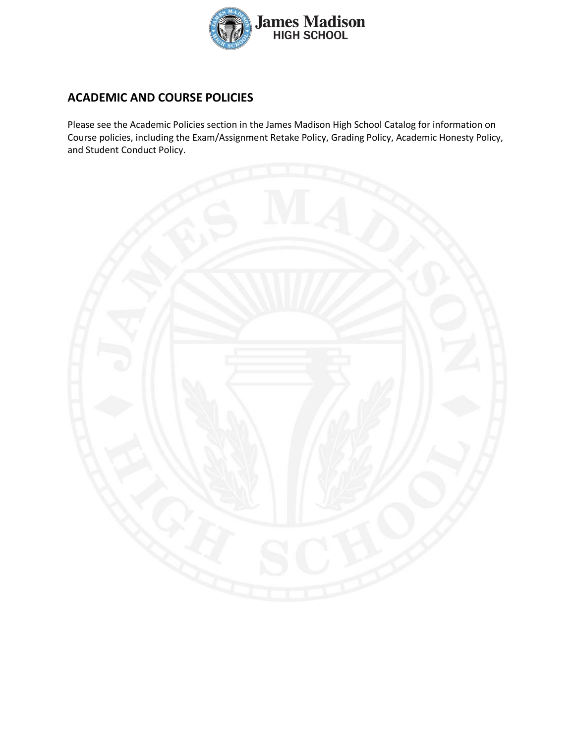## ACADEMIC AND COURSE POLICIES

Please see the Academic Policies section in the James Madison High School Catalog for information on Course policies, including the Exam/Assignment Retake Policy, Grading Policy, Academic Honesty Policy, and Student Conduct Policy.